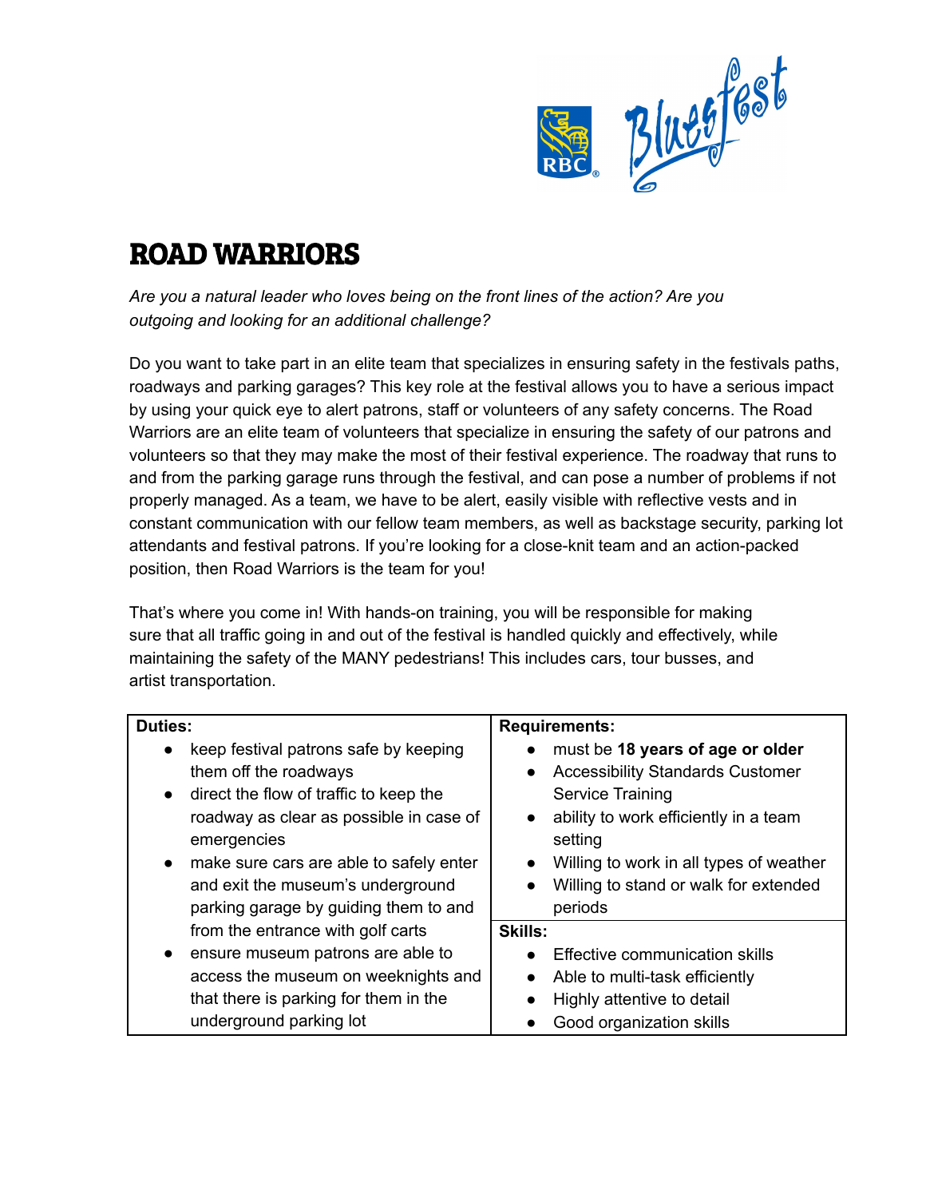# ROAD WARRIORS

*Are you a natural leader who loves being on the front lines of the action? Are you outgoing and looking for an additional challenge?*

Do you want to take part in an elite team that specializes in ensuring safety in the festivals paths, roadways and parking garages? This key role at the festival allows you to have a serious impact by using your quick eye to alert patrons, staff or volunteers of any safety concerns. The Road Warriors are an elite team of volunteers that specialize in ensuring the safety of our patrons and volunteers so that they may make the most of their festival experience. The roadway that runs to and from the parking garage runs through the festival, and can pose a number of problems if not properly managed. As a team, we have to be alert, easily visible with reflective vests and in constant communication with our fellow team members, as well as backstage security, parking lot attendants and festival patrons. If you're looking for a close-knit team and an action-packed position, then Road Warriors is the team for you!

That's where you come in! With hands-on training, you will be responsible for making sure that all traffic going in and out of the festival is handled quickly and effectively, while maintaining the safety of the MANY pedestrians! This includes cars, tour busses, and artist transportation.

| Duties: | Requirements: |
| --- | --- |
| • keep festival patrons safe by keeping them off the roadways<br>• direct the flow of traffic to keep the roadway as clear as possible in case of emergencies<br>• make sure cars are able to safely enter and exit the museum's underground parking garage by guiding them to and from the entrance with golf carts<br>• ensure museum patrons are able to access the museum on weeknights and that there is parking for them in the underground parking lot | • must be **18 years of age or older**<br>• Accessibility Standards Customer Service Training<br>• ability to work efficiently in a team setting<br>• Willing to work in all types of weather<br>• Willing to stand or walk for extended periods<br><br>**Skills:**<br>• Effective communication skills<br>• Able to multi-task efficiently<br>• Highly attentive to detail<br>• Good organization skills |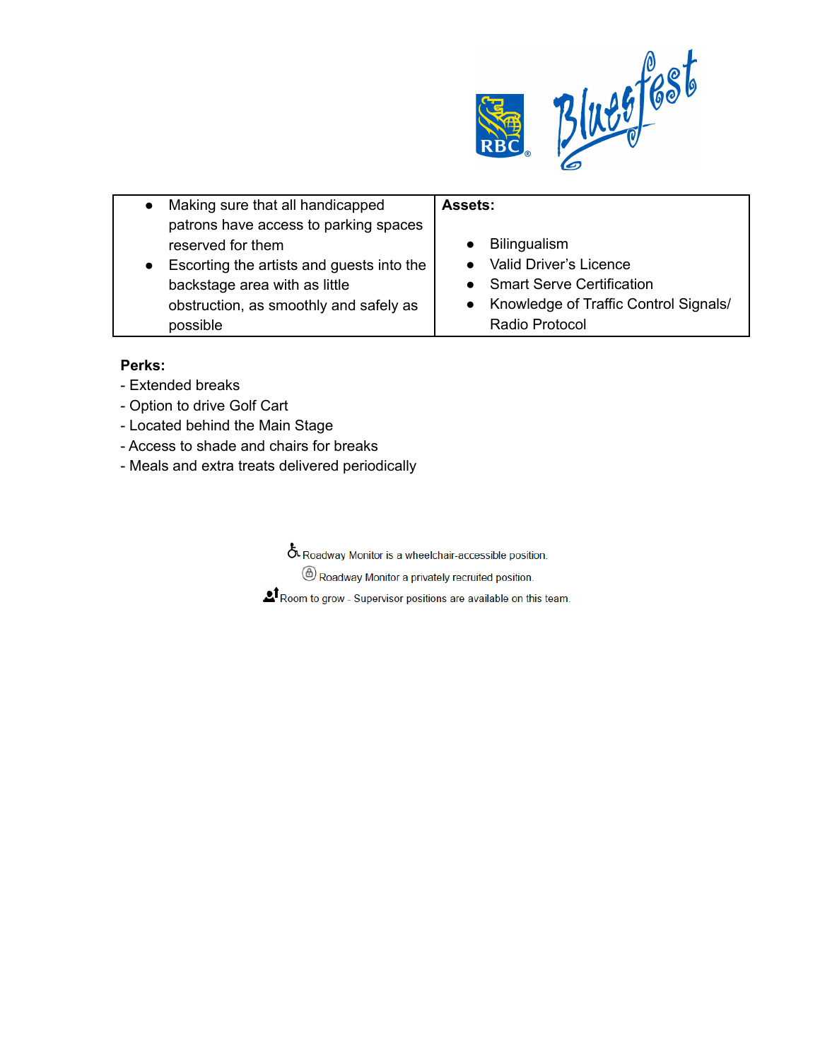| | |
|---|---|
| • Making sure that all handicapped patrons have access to parking spaces reserved for them<br>• Escorting the artists and guests into the backstage area with as little obstruction, as smoothly and safely as possible | **Assets:**<br><br>• Bilingualism<br>• Valid Driver's Licence<br>• Smart Serve Certification<br>• Knowledge of Traffic Control Signals/ Radio Protocol |

**Perks:**
- Extended breaks
- Option to drive Golf Cart
- Located behind the Main Stage
- Access to shade and chairs for breaks
- Meals and extra treats delivered periodically

Roadway Monitor is a wheelchair-accessible position.

Roadway Monitor a privately recruited position.

Room to grow - Supervisor positions are available on this team.